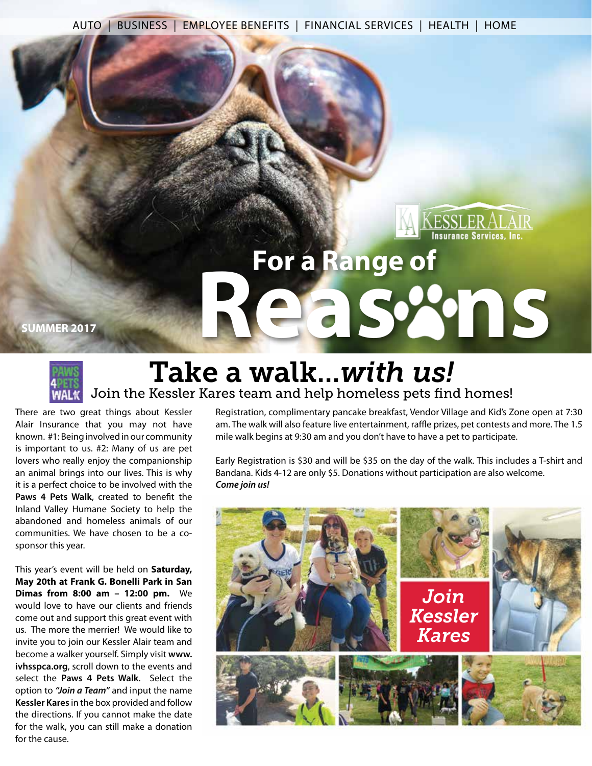AUTO | BUSINESS | EMPLOYEE BENEFITS | FINANCIAL SERVICES | HEALTH | HOME

KESSLER ALAIR Insurance Services, Inc.

# For a Range of Reasons

**SUMMER 2017**

## Take a walk...*with us!*

### Join the Kessler Kares team and help homeless pets find homes!

There are two great things about Kessler Alair Insurance that you may not have known. #1: Being involved in our community is important to us. #2: Many of us are pet lovers who really enjoy the companionship an animal brings into our lives. This is why it is a perfect choice to be involved with the **Paws 4 Pets Walk**, created to benefit the Inland Valley Humane Society to help the abandoned and homeless animals of our communities. We have chosen to be a co-sponsor this year.

This year's event will be held on **Saturday, May 20th at Frank G. Bonelli Park in San Dimas from 8:00 am – 12:00 pm.** We would love to have our clients and friends come out and support this great event with us. The more the merrier! We would like to invite you to join our Kessler Alair team and become a walker yourself. Simply visit **www.ivhsspca.org**, scroll down to the events and select the **Paws 4 Pets Walk**. Select the option to ***"Join a Team"*** and input the name **Kessler Kares** in the box provided and follow the directions. If you cannot make the date for the walk, you can still make a donation for the cause.

Registration, complimentary pancake breakfast, Vendor Village and Kid's Zone open at 7:30 am. The walk will also feature live entertainment, raffle prizes, pet contests and more. The 1.5 mile walk begins at 9:30 am and you don't have to have a pet to participate.

Early Registration is $30 and will be $35 on the day of the walk. This includes a T-shirt and Bandana. Kids 4-12 are only $5. Donations without participation are also welcome.
***Come join us!***

*Join Kessler Kares*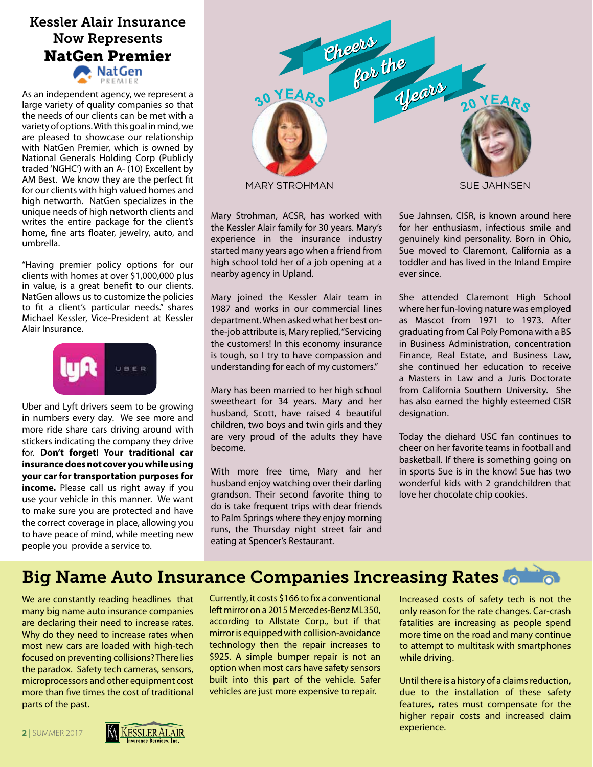## Kessler Alair Insurance Now Represents NatGen Premier

As an independent agency, we represent a large variety of quality companies so that the needs of our clients can be met with a variety of options. With this goal in mind, we are pleased to showcase our relationship with NatGen Premier, which is owned by National Generals Holding Corp (Publicly traded 'NGHC') with an A- (10) Excellent by AM Best. We know they are the perfect fit for our clients with high valued homes and high networth. NatGen specializes in the unique needs of high networth clients and writes the entire package for the client's home, fine arts floater, jewelry, auto, and umbrella.

"Having premier policy options for our clients with homes at over $1,000,000 plus in value, is a great benefit to our clients. NatGen allows us to customize the policies to fit a client's particular needs." shares Michael Kessler, Vice-President at Kessler Alair Insurance.

Uber and Lyft drivers seem to be growing in numbers every day. We see more and more ride share cars driving around with stickers indicating the company they drive for. **Don't forget! Your traditional car insurance does not cover you while using your car for transportation purposes for income.** Please call us right away if you use your vehicle in this manner. We want to make sure you are protected and have the correct coverage in place, allowing you to have peace of mind, while meeting new people you provide a service to.

## Cheers for the Years

### 30 Years — Mary Strohman

Mary Strohman, ACSR, has worked with the Kessler Alair family for 30 years. Mary's experience in the insurance industry started many years ago when a friend from high school told her of a job opening at a nearby agency in Upland.

Mary joined the Kessler Alair team in 1987 and works in our commercial lines department. When asked what her best on-the-job attribute is, Mary replied, "Servicing the customers! In this economy insurance is tough, so I try to have compassion and understanding for each of my customers."

Mary has been married to her high school sweetheart for 34 years. Mary and her husband, Scott, have raised 4 beautiful children, two boys and twin girls and they are very proud of the adults they have become.

With more free time, Mary and her husband enjoy watching over their darling grandson. Their second favorite thing to do is take frequent trips with dear friends to Palm Springs where they enjoy morning runs, the Thursday night street fair and eating at Spencer's Restaurant.

### 20 Years — Sue Jahnsen

Sue Jahnsen, CISR, is known around here for her enthusiasm, infectious smile and genuinely kind personality. Born in Ohio, Sue moved to Claremont, California as a toddler and has lived in the Inland Empire ever since.

She attended Claremont High School where her fun-loving nature was employed as Mascot from 1971 to 1973. After graduating from Cal Poly Pomona with a BS in Business Administration, concentration Finance, Real Estate, and Business Law, she continued her education to receive a Masters in Law and a Juris Doctorate from California Southern University. She has also earned the highly esteemed CISR designation.

Today the diehard USC fan continues to cheer on her favorite teams in football and basketball. If there is something going on in sports Sue is in the know! Sue has two wonderful kids with 2 grandchildren that love her chocolate chip cookies.

## Big Name Auto Insurance Companies Increasing Rates

We are constantly reading headlines that many big name auto insurance companies are declaring their need to increase rates. Why do they need to increase rates when most new cars are loaded with high-tech focused on preventing collisions? There lies the paradox. Safety tech cameras, sensors, microprocessors and other equipment cost more than five times the cost of traditional parts of the past.

Currently, it costs $166 to fix a conventional left mirror on a 2015 Mercedes-Benz ML350, according to Allstate Corp., but if that mirror is equipped with collision-avoidance technology then the repair increases to $925. A simple bumper repair is not an option when most cars have safety sensors built into this part of the vehicle. Safer vehicles are just more expensive to repair.

Increased costs of safety tech is not the only reason for the rate changes. Car-crash fatalities are increasing as people spend more time on the road and many continue to attempt to multitask with smartphones while driving.

Until there is a history of a claims reduction, due to the installation of these safety features, rates must compensate for the higher repair costs and increased claim experience.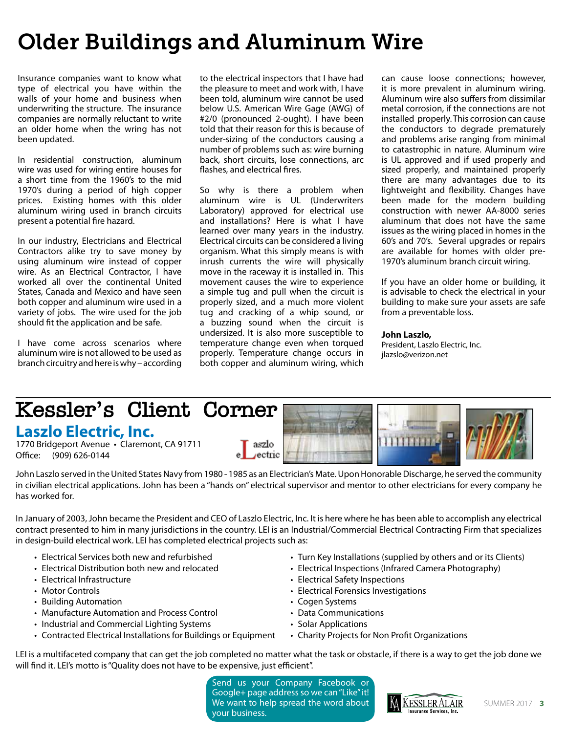# Older Buildings and Aluminum Wire

Insurance companies want to know what type of electrical you have within the walls of your home and business when underwriting the structure. The insurance companies are normally reluctant to write an older home when the wring has not been updated.

In residential construction, aluminum wire was used for wiring entire houses for a short time from the 1960's to the mid 1970's during a period of high copper prices. Existing homes with this older aluminum wiring used in branch circuits present a potential fire hazard.

In our industry, Electricians and Electrical Contractors alike try to save money by using aluminum wire instead of copper wire. As an Electrical Contractor, I have worked all over the continental United States, Canada and Mexico and have seen both copper and aluminum wire used in a variety of jobs. The wire used for the job should fit the application and be safe.

I have come across scenarios where aluminum wire is not allowed to be used as branch circuitry and here is why – according to the electrical inspectors that I have had the pleasure to meet and work with, I have been told, aluminum wire cannot be used below U.S. American Wire Gage (AWG) of #2/0 (pronounced 2-ought). I have been told that their reason for this is because of under-sizing of the conductors causing a number of problems such as: wire burning back, short circuits, lose connections, arc flashes, and electrical fires.

So why is there a problem when aluminum wire is UL (Underwriters Laboratory) approved for electrical use and installations? Here is what I have learned over many years in the industry. Electrical circuits can be considered a living organism. What this simply means is with inrush currents the wire will physically move in the raceway it is installed in. This movement causes the wire to experience a simple tug and pull when the circuit is properly sized, and a much more violent tug and cracking of a whip sound, or a buzzing sound when the circuit is undersized. It is also more susceptible to temperature change even when torqued properly. Temperature change occurs in both copper and aluminum wiring, which can cause loose connections; however, it is more prevalent in aluminum wiring. Aluminum wire also suffers from dissimilar metal corrosion, if the connections are not installed properly. This corrosion can cause the conductors to degrade prematurely and problems arise ranging from minimal to catastrophic in nature. Aluminum wire is UL approved and if used properly and sized properly, and maintained properly there are many advantages due to its lightweight and flexibility. Changes have been made for the modern building construction with newer AA-8000 series aluminum that does not have the same issues as the wiring placed in homes in the 60's and 70's. Several upgrades or repairs are available for homes with older pre-1970's aluminum branch circuit wiring.

If you have an older home or building, it is advisable to check the electrical in your building to make sure your assets are safe from a preventable loss.

**John Laszlo,**
President, Laszlo Electric, Inc.
jlazslo@verizon.net

# Kessler's Client Corner

## Laszlo Electric, Inc.

1770 Bridgeport Avenue • Claremont, CA 91711
Office: (909) 626-0144

John Laszlo served in the United States Navy from 1980 - 1985 as an Electrician's Mate. Upon Honorable Discharge, he served the community in civilian electrical applications. John has been a "hands on" electrical supervisor and mentor to other electricians for every company he has worked for.

In January of 2003, John became the President and CEO of Laszlo Electric, Inc. It is here where he has been able to accomplish any electrical contract presented to him in many jurisdictions in the country. LEI is an Industrial/Commercial Electrical Contracting Firm that specializes in design-build electrical work. LEI has completed electrical projects such as:

- Electrical Services both new and refurbished
- Electrical Distribution both new and relocated
- Electrical Infrastructure
- Motor Controls
- Building Automation
- Manufacture Automation and Process Control
- Industrial and Commercial Lighting Systems
- Contracted Electrical Installations for Buildings or Equipment
- Turn Key Installations (supplied by others and or its Clients)
- Electrical Inspections (Infrared Camera Photography)
- Electrical Safety Inspections
- Electrical Forensics Investigations
- Cogen Systems
- Data Communications
- Solar Applications
- Charity Projects for Non Profit Organizations

LEI is a multifaceted company that can get the job completed no matter what the task or obstacle, if there is a way to get the job done we will find it. LEI's motto is "Quality does not have to be expensive, just efficient".

Send us your Company Facebook or Google+ page address so we can "Like" it! We want to help spread the word about your business.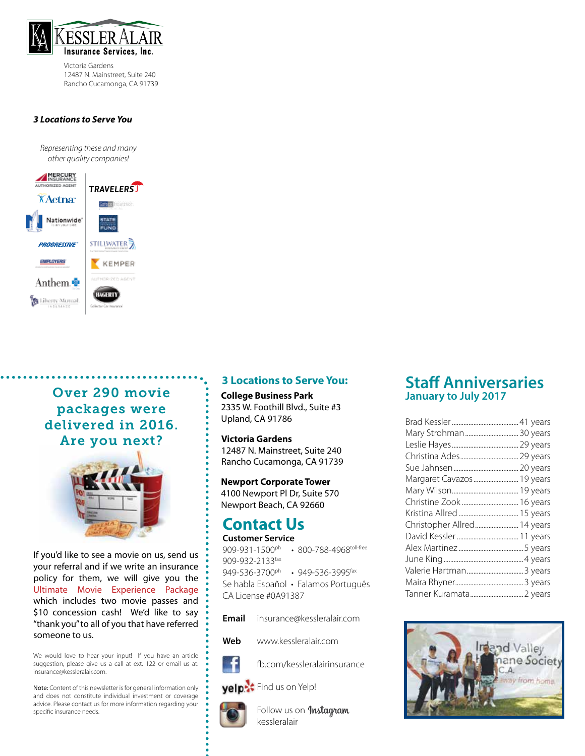KESSLER ALAIR Insurance Services, Inc.

Victoria Gardens
12487 N. Mainstreet, Suite 240
Rancho Cucamonga, CA 91739

***3 Locations to Serve You***

*Representing these and many other quality companies!*

Mercury Insurance Authorized Agent · Travelers · Aetna · Safeco Insurance · Nationwide · State Fund · Progressive · Stillwater · Employers · Kemper · Anthem · Authorized Agent · Liberty Mutual Insurance · Hagerty Collector Car Insurance

## Over 290 movie packages were delivered in 2016. Are you next?

If you'd like to see a movie on us, send us your referral and if we write an insurance policy for them, we will give you the Ultimate Movie Experience Package which includes two movie passes and $10 concession cash! We'd like to say "thank you" to all of you that have referred someone to us.

We would love to hear your input! If you have an article suggestion, please give us a call at ext. 122 or email us at: insurance@kessleralair.com.

**Note:** Content of this newsletter is for general information only and does not constitute individual investment or coverage advice. Please contact us for more information regarding your specific insurance needs.

## 3 Locations to Serve You:

**College Business Park**
2335 W. Foothill Blvd., Suite #3
Upland, CA 91786

**Victoria Gardens**
12487 N. Mainstreet, Suite 240
Rancho Cucamonga, CA 91739

**Newport Corporate Tower**
4100 Newport Pl Dr, Suite 570
Newport Beach, CA 92660

## Contact Us

**Customer Service**
909-931-1500ph • 800-788-4968toll-free
909-932-2133fax
949-536-3700ph • 949-536-3995fax
Se habla Español • Falamos Português
CA License #0A91387

**Email** insurance@kessleralair.com

**Web** www.kessleralair.com

fb.com/kessleralairinsurance

Find us on Yelp!

Follow us on Instagram kessleralair

## Staff Anniversaries
### January to July 2017

| | |
|---|---|
| Brad Kessler | 41 years |
| Mary Strohman | 30 years |
| Leslie Hayes | 29 years |
| Christina Ades | 29 years |
| Sue Jahnsen | 20 years |
| Margaret Cavazos | 19 years |
| Mary Wilson | 19 years |
| Christine Zook | 16 years |
| Kristina Allred | 15 years |
| Christopher Allred | 14 years |
| David Kessler | 11 years |
| Alex Martinez | 5 years |
| June King | 4 years |
| Valerie Hartman | 3 years |
| Maira Rhyner | 3 years |
| Tanner Kuramata | 2 years |